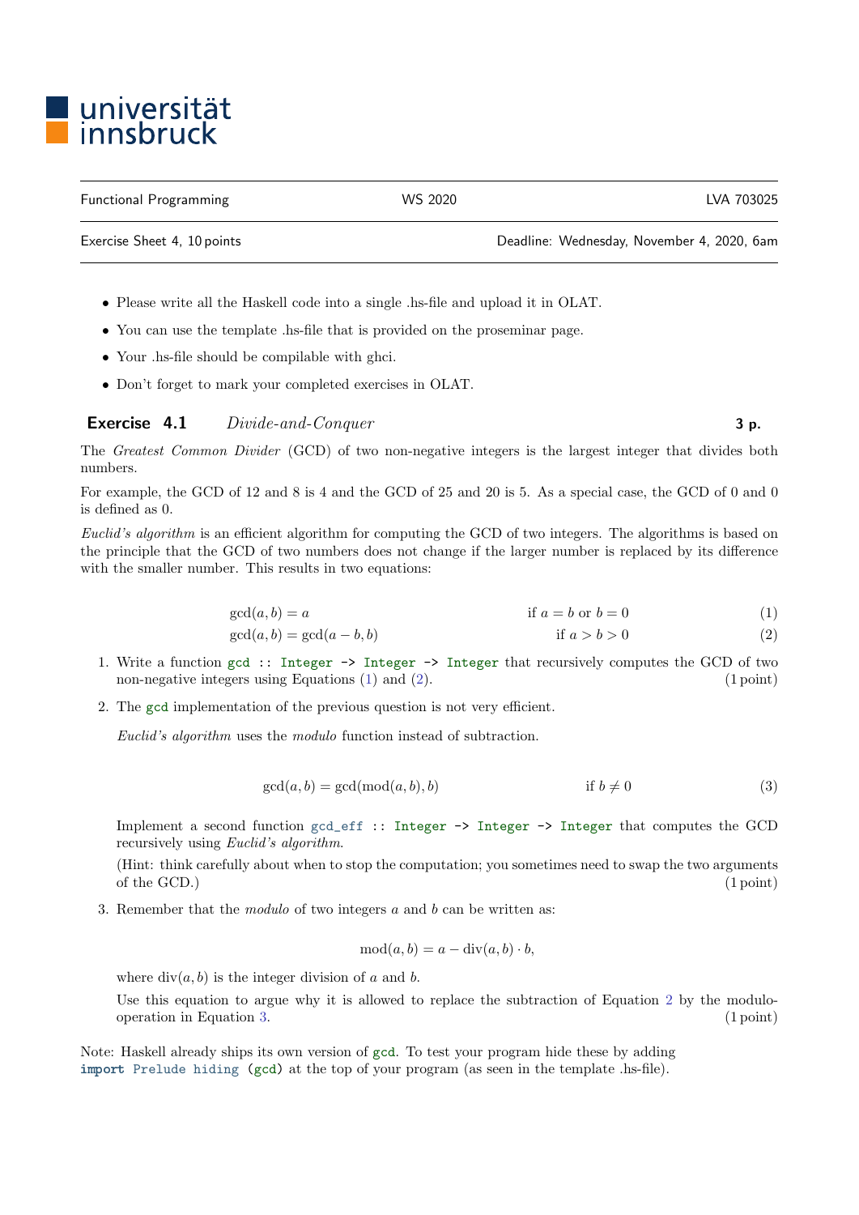universität innsbruck

| Functional Programming | WS 2020 | LVA 703025 |
|---|---|---|
| Exercise Sheet 4, 10 points | | Deadline: Wednesday, November 4, 2020, 6am |

- Please write all the Haskell code into a single .hs-file and upload it in OLAT.
- You can use the template .hs-file that is provided on the proseminar page.
- Your .hs-file should be compilable with ghci.
- Don't forget to mark your completed exercises in OLAT.

## Exercise 4.1 *Divide-and-Conquer* **3 p.**

The *Greatest Common Divider* (GCD) of two non-negative integers is the largest integer that divides both numbers.

For example, the GCD of 12 and 8 is 4 and the GCD of 25 and 20 is 5. As a special case, the GCD of 0 and 0 is defined as 0.

*Euclid's algorithm* is an efficient algorithm for computing the GCD of two integers. The algorithms is based on the principle that the GCD of two numbers does not change if the larger number is replaced by its difference with the smaller number. This results in two equations:

$$\gcd(a, b) = a \qquad \text{if } a = b \text{ or } b = 0 \tag{1}$$

$$\gcd(a, b) = \gcd(a - b, b) \qquad \text{if } a > b > 0 \tag{2}$$

1. Write a function `gcd :: Integer -> Integer -> Integer` that recursively computes the GCD of two non-negative integers using Equations (1) and (2). (1 point)

2. The `gcd` implementation of the previous question is not very efficient.

   *Euclid's algorithm* uses the *modulo* function instead of subtraction.

   $$\gcd(a, b) = \gcd(\text{mod}(a, b), b) \qquad \text{if } b \neq 0 \tag{3}$$

   Implement a second function `gcd_eff :: Integer -> Integer -> Integer` that computes the GCD recursively using *Euclid's algorithm*.

   (Hint: think carefully about when to stop the computation; you sometimes need to swap the two arguments of the GCD.) (1 point)

3. Remember that the *modulo* of two integers $a$ and $b$ can be written as:

   $$\text{mod}(a, b) = a - \text{div}(a, b) \cdot b,$$

   where $\text{div}(a, b)$ is the integer division of $a$ and $b$.

   Use this equation to argue why it is allowed to replace the subtraction of Equation 2 by the modulo-operation in Equation 3. (1 point)

Note: Haskell already ships its own version of `gcd`. To test your program hide these by adding `import Prelude hiding (gcd)` at the top of your program (as seen in the template .hs-file).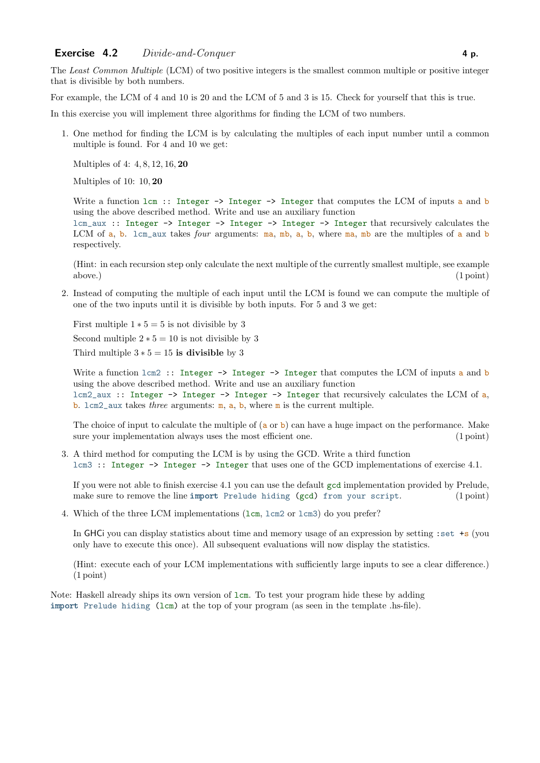## Exercise 4.2 *Divide-and-Conquer* **4 p.**

The *Least Common Multiple* (LCM) of two positive integers is the smallest common multiple or positive integer that is divisible by both numbers.

For example, the LCM of 4 and 10 is 20 and the LCM of 5 and 3 is 15. Check for yourself that this is true.

In this exercise you will implement three algorithms for finding the LCM of two numbers.

1. One method for finding the LCM is by calculating the multiples of each input number until a common multiple is found. For 4 and 10 we get:

   Multiples of 4: $4, 8, 12, 16, \mathbf{20}$

   Multiples of 10: $10, \mathbf{20}$

   Write a function `lcm :: Integer -> Integer -> Integer` that computes the LCM of inputs `a` and `b` using the above described method. Write and use an auxiliary function `lcm_aux :: Integer -> Integer -> Integer -> Integer -> Integer` that recursively calculates the LCM of `a`, `b`. `lcm_aux` takes *four* arguments: `ma`, `mb`, `a`, `b`, where `ma`, `mb` are the multiples of `a` and `b` respectively.

   (Hint: in each recursion step only calculate the next multiple of the currently smallest multiple, see example above.) (1 point)

2. Instead of computing the multiple of each input until the LCM is found we can compute the multiple of one of the two inputs until it is divisible by both inputs. For 5 and 3 we get:

   First multiple $1 * 5 = 5$ is not divisible by 3

   Second multiple $2 * 5 = 10$ is not divisible by 3

   Third multiple $3 * 5 = 15$ **is divisible** by 3

   Write a function `lcm2 :: Integer -> Integer -> Integer` that computes the LCM of inputs `a` and `b` using the above described method. Write and use an auxiliary function `lcm2_aux :: Integer -> Integer -> Integer -> Integer` that recursively calculates the LCM of `a`, `b`. `lcm2_aux` takes *three* arguments: `m`, `a`, `b`, where `m` is the current multiple.

   The choice of input to calculate the multiple of (`a` or `b`) can have a huge impact on the performance. Make sure your implementation always uses the most efficient one. (1 point)

3. A third method for computing the LCM is by using the GCD. Write a third function `lcm3 :: Integer -> Integer -> Integer` that uses one of the GCD implementations of exercise 4.1.

   If you were not able to finish exercise 4.1 you can use the default `gcd` implementation provided by Prelude, make sure to remove the line `import Prelude hiding (gcd) from your script`. (1 point)

4. Which of the three LCM implementations (`lcm`, `lcm2` or `lcm3`) do you prefer?

   In GHCi you can display statistics about time and memory usage of an expression by setting `:set +s` (you only have to execute this once). All subsequent evaluations will now display the statistics.

   (Hint: execute each of your LCM implementations with sufficiently large inputs to see a clear difference.) (1 point)

Note: Haskell already ships its own version of `lcm`. To test your program hide these by adding `import Prelude hiding (lcm)` at the top of your program (as seen in the template .hs-file).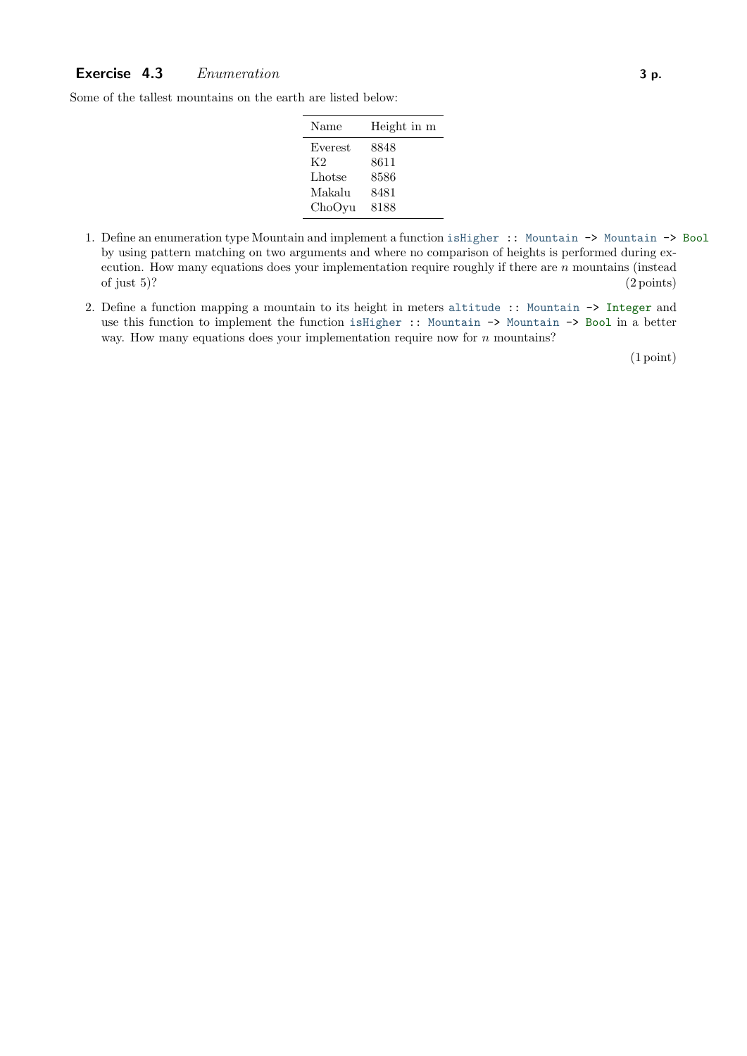### **Exercise 4.3** *Enumeration* **3 p.**

Some of the tallest mountains on the earth are listed below:

| Name | Height in m |
|---|---|
| Everest | 8848 |
| K2 | 8611 |
| Lhotse | 8586 |
| Makalu | 8481 |
| ChoOyu | 8188 |

1. Define an enumeration type Mountain and implement a function `isHigher :: Mountain -> Mountain -> Bool` by using pattern matching on two arguments and where no comparison of heights is performed during execution. How many equations does your implementation require roughly if there are $n$ mountains (instead of just 5)? (2 points)

2. Define a function mapping a mountain to its height in meters `altitude :: Mountain -> Integer` and use this function to implement the function `isHigher :: Mountain -> Mountain -> Bool` in a better way. How many equations does your implementation require now for $n$ mountains?

   (1 point)